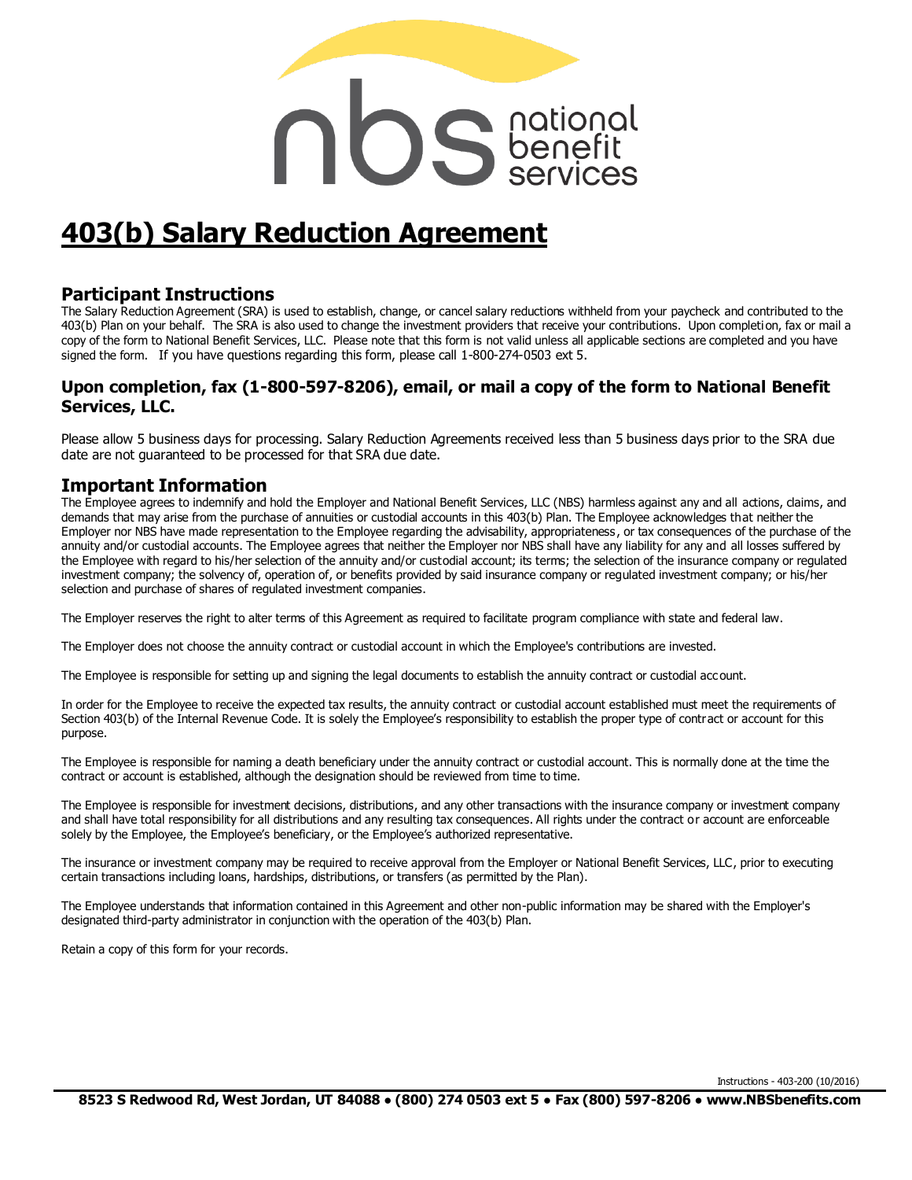# 403(b) Salary Reduction Agreement

## Participant Instructions

The Salary Reduction Agreement (SRA) is used to establish, change, or cancel salary reductions withheld from your paycheck and contributed to the 403(b) Plan on your behalf. The SRA is also used to change the investment providers that receive your contributions. Upon completion, fax or mail a copy of the form to National Benefit Services, LLC. Please note that this form is not valid unless all applicable sections are completed and you have signed the form. If you have questions regarding this form, please call 1-800-274-0503 ext 5.

### Upon completion, fax (1-800-597-8206), email, or mail a copy of the form to National Benefit Services, LLC.

Please allow 5 business days for processing. Salary Reduction Agreements received less than 5 business days prior to the SRA due date are not guaranteed to be processed for that SRA due date.

## Important Information

The Employee agrees to indemnify and hold the Employer and National Benefit Services, LLC (NBS) harmless against any and all actions, claims, and demands that may arise from the purchase of annuities or custodial accounts in this 403(b) Plan. The Employee acknowledges that neither the Employer nor NBS have made representation to the Employee regarding the advisability, appropriateness, or tax consequences of the purchase of the annuity and/or custodial accounts. The Employee agrees that neither the Employer nor NBS shall have any liability for any and all losses suffered by the Employee with regard to his/her selection of the annuity and/or custodial account; its terms; the selection of the insurance company or regulated investment company; the solvency of, operation of, or benefits provided by said insurance company or regulated investment company; or his/her selection and purchase of shares of regulated investment companies.

The Employer reserves the right to alter terms of this Agreement as required to facilitate program compliance with state and federal law.

The Employer does not choose the annuity contract or custodial account in which the Employee's contributions are invested.

The Employee is responsible for setting up and signing the legal documents to establish the annuity contract or custodial account.

In order for the Employee to receive the expected tax results, the annuity contract or custodial account established must meet the requirements of Section 403(b) of the Internal Revenue Code. It is solely the Employee's responsibility to establish the proper type of contract or account for this purpose.

The Employee is responsible for naming a death beneficiary under the annuity contract or custodial account. This is normally done at the time the contract or account is established, although the designation should be reviewed from time to time.

The Employee is responsible for investment decisions, distributions, and any other transactions with the insurance company or investment company and shall have total responsibility for all distributions and any resulting tax consequences. All rights under the contract or account are enforceable solely by the Employee, the Employee's beneficiary, or the Employee's authorized representative.

The insurance or investment company may be required to receive approval from the Employer or National Benefit Services, LLC, prior to executing certain transactions including loans, hardships, distributions, or transfers (as permitted by the Plan).

The Employee understands that information contained in this Agreement and other non-public information may be shared with the Employer's designated third-party administrator in conjunction with the operation of the 403(b) Plan.

Retain a copy of this form for your records.

Instructions - 403-200 (10/2016)

**8523 S Redwood Rd, West Jordan, UT 84088 • (800) 274 0503 ext 5 • Fax (800) 597-8206 • www.NBSbenefits.com**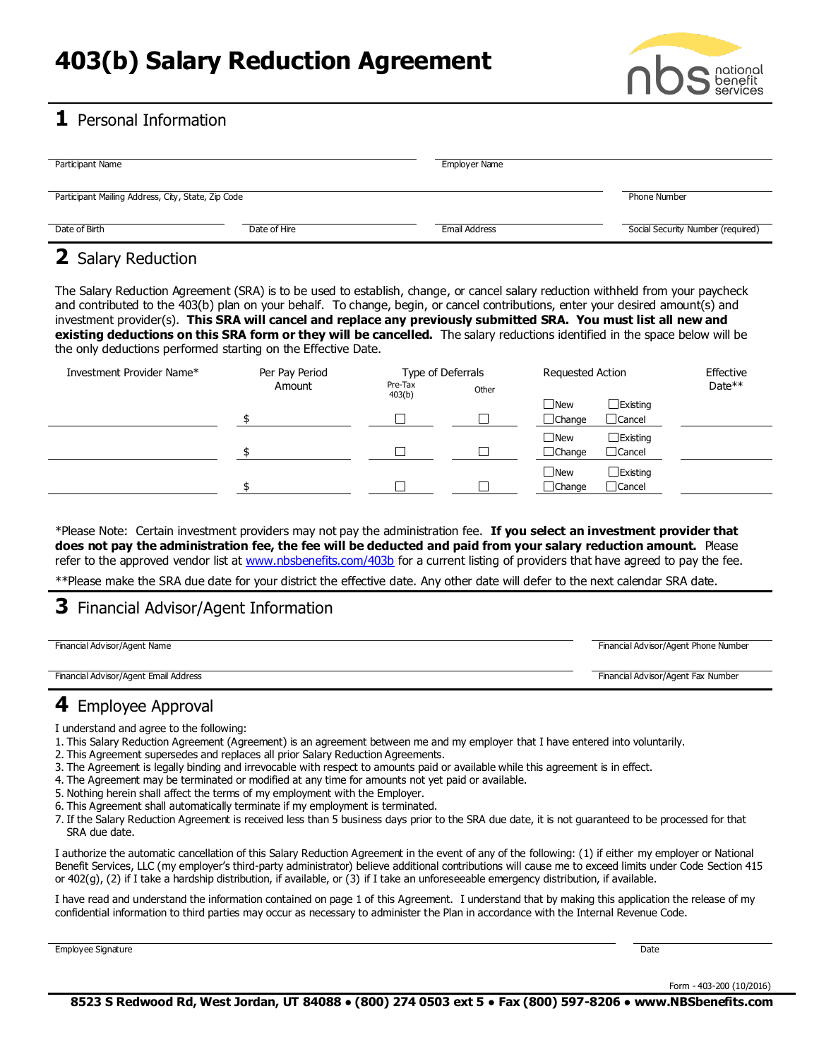# 403(b) Salary Reduction Agreement

national benefit services

## 1 Personal Information

| | |
|---|---|
| Participant Name | Employer Name |
| Participant Mailing Address, City, State, Zip Code | Phone Number |
| Date of Birth | Date of Hire |
| Email Address | Social Security Number (required) |

## 2 Salary Reduction

The Salary Reduction Agreement (SRA) is to be used to establish, change, or cancel salary reduction withheld from your paycheck and contributed to the 403(b) plan on your behalf. To change, begin, or cancel contributions, enter your desired amount(s) and investment provider(s). **This SRA will cancel and replace any previously submitted SRA. You must list all new and existing deductions on this SRA form or they will be cancelled.** The salary reductions identified in the space below will be the only deductions performed starting on the Effective Date.

| Investment Provider Name* | Per Pay Period Amount | Type of Deferrals | | Requested Action | Effective Date** |
|---|---|---|---|---|---|
| | | Pre-Tax 403(b) | Other | | |
| | $ | ☐ | ☐ | ☐New ☐Existing ☐Change ☐Cancel | |
| | $ | ☐ | ☐ | ☐New ☐Existing ☐Change ☐Cancel | |
| | $ | ☐ | ☐ | ☐New ☐Existing ☐Change ☐Cancel | |

*Please Note: Certain investment providers may not pay the administration fee. **If you select an investment provider that does not pay the administration fee, the fee will be deducted and paid from your salary reduction amount.** Please refer to the approved vendor list at www.nbsbenefits.com/403b for a current listing of providers that have agreed to pay the fee.

**Please make the SRA due date for your district the effective date. Any other date will defer to the next calendar SRA date.

## 3 Financial Advisor/Agent Information

| | |
|---|---|
| Financial Advisor/Agent Name | Financial Advisor/Agent Phone Number |
| Financial Advisor/Agent Email Address | Financial Advisor/Agent Fax Number |

## 4 Employee Approval

I understand and agree to the following:

1. This Salary Reduction Agreement (Agreement) is an agreement between me and my employer that I have entered into voluntarily.
2. This Agreement supersedes and replaces all prior Salary Reduction Agreements.
3. The Agreement is legally binding and irrevocable with respect to amounts paid or available while this agreement is in effect.
4. The Agreement may be terminated or modified at any time for amounts not yet paid or available.
5. Nothing herein shall affect the terms of my employment with the Employer.
6. This Agreement shall automatically terminate if my employment is terminated.
7. If the Salary Reduction Agreement is received less than 5 business days prior to the SRA due date, it is not guaranteed to be processed for that SRA due date.

I authorize the automatic cancellation of this Salary Reduction Agreement in the event of any of the following: (1) if either my employer or National Benefit Services, LLC (my employer's third-party administrator) believe additional contributions will cause me to exceed limits under Code Section 415 or 402(g), (2) if I take a hardship distribution, if available, or (3) if I take an unforeseeable emergency distribution, if available.

I have read and understand the information contained on page 1 of this Agreement. I understand that by making this application the release of my confidential information to third parties may occur as necessary to administer the Plan in accordance with the Internal Revenue Code.

| | |
|---|---|
| Employee Signature | Date |

Form - 403-200 (10/2016)

**8523 S Redwood Rd, West Jordan, UT 84088 • (800) 274 0503 ext 5 • Fax (800) 597-8206 • www.NBSbenefits.com**